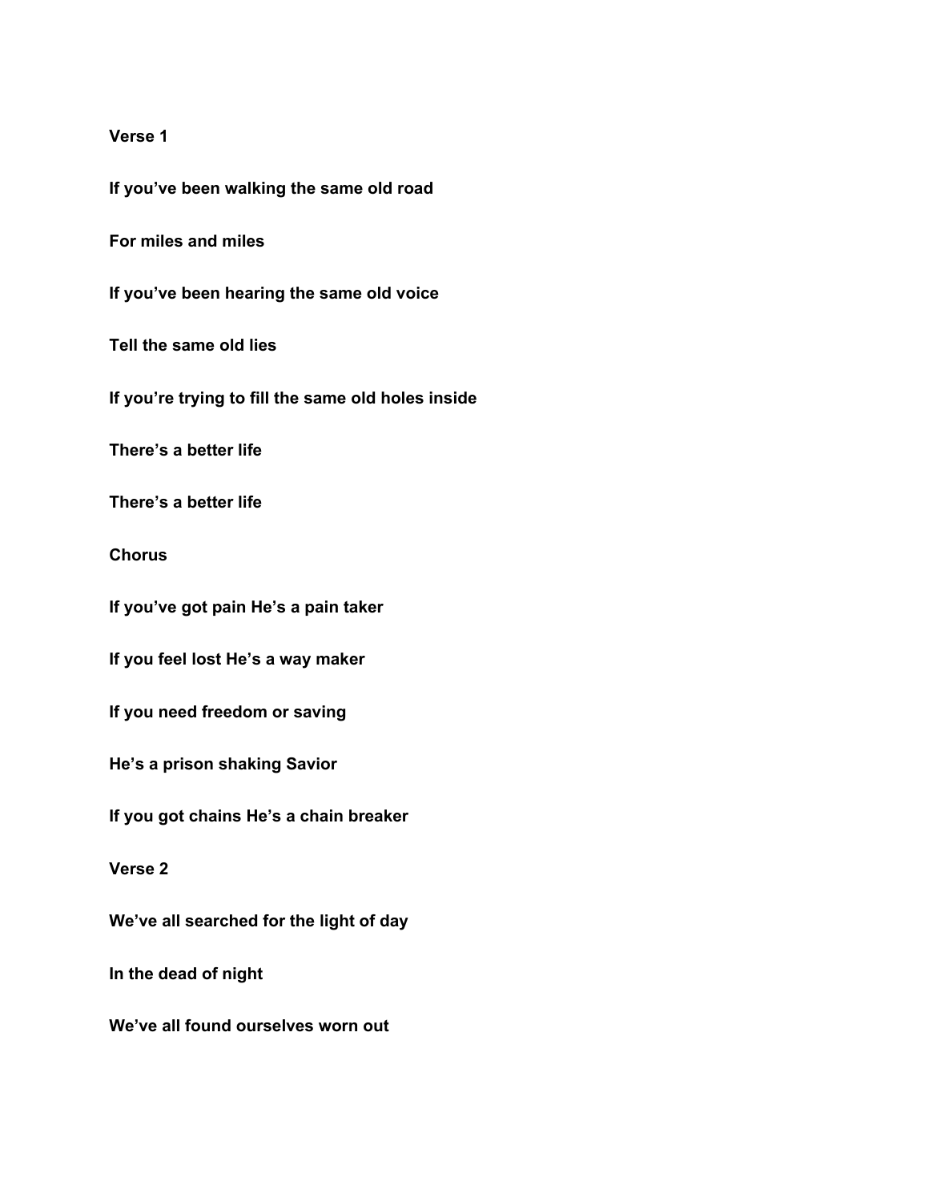**Verse 1**

**If you've been walking the same old road**

**For miles and miles**

**If you've been hearing the same old voice**

**Tell the same old lies**

**If you're trying to fill the same old holes inside**

**There's a better life**

**There's a better life**

**Chorus**

**If you've got pain He's a pain taker**

**If you feel lost He's a way maker**

**If you need freedom or saving**

**He's a prison shaking Savior**

**If you got chains He's a chain breaker**

**Verse 2**

**We've all searched for the light of day**

**In the dead of night**

**We've all found ourselves worn out**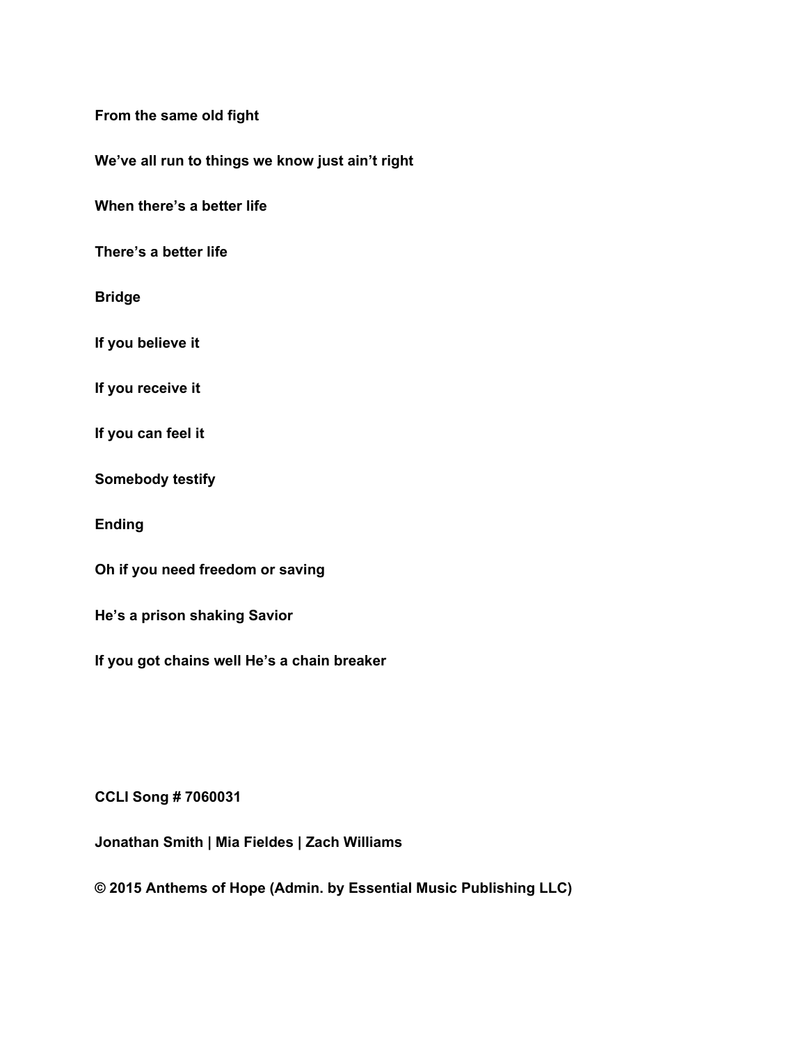**From the same old fight**

**We've all run to things we know just ain't right**

**When there's a better life**

**There's a better life**

**Bridge**

**If you believe it**

**If you receive it**

**If you can feel it**

**Somebody testify**

**Ending**

**Oh if you need freedom or saving**

**He's a prison shaking Savior**

**If you got chains well He's a chain breaker**

**CCLI Song # 7060031**

**Jonathan Smith | Mia Fieldes | Zach Williams**

**© 2015 Anthems of Hope (Admin. by Essential Music Publishing LLC)**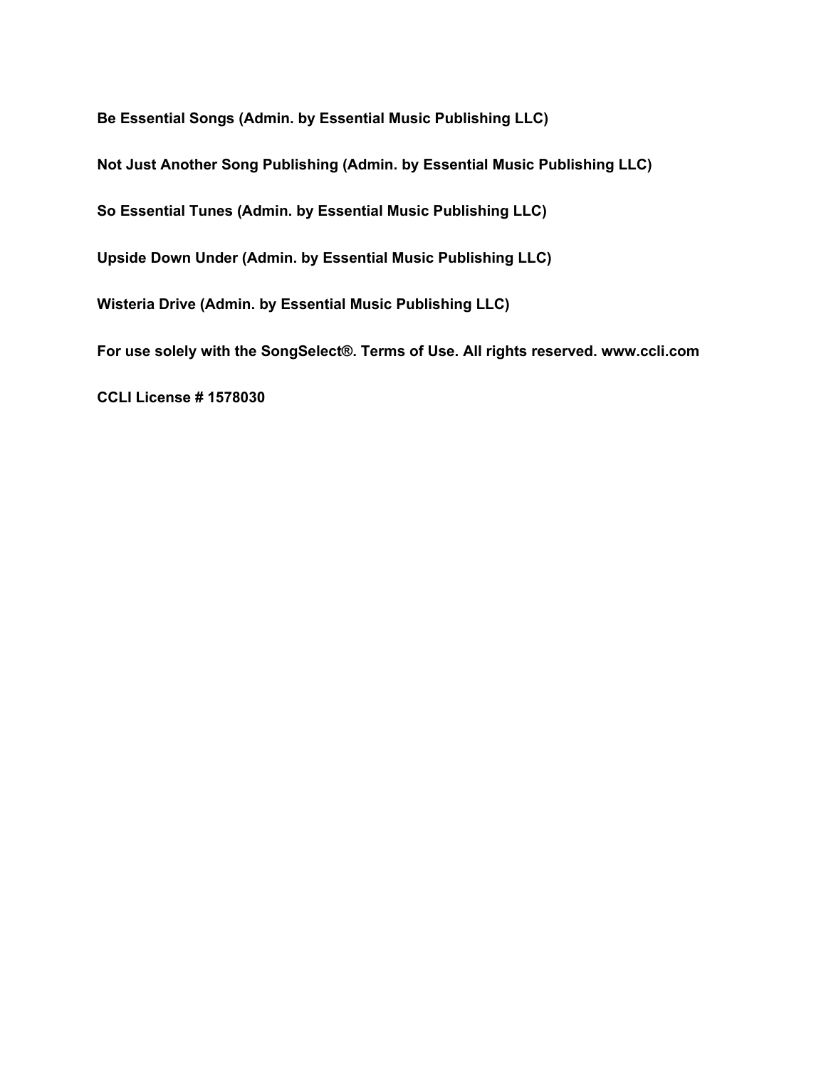**Be Essential Songs (Admin. by Essential Music Publishing LLC)**

**Not Just Another Song Publishing (Admin. by Essential Music Publishing LLC)**

**So Essential Tunes (Admin. by Essential Music Publishing LLC)**

**Upside Down Under (Admin. by Essential Music Publishing LLC)**

**Wisteria Drive (Admin. by Essential Music Publishing LLC)**

**For use solely with the SongSelect®. Terms of Use. All rights reserved. www.ccli.com**

**CCLI License # 1578030**